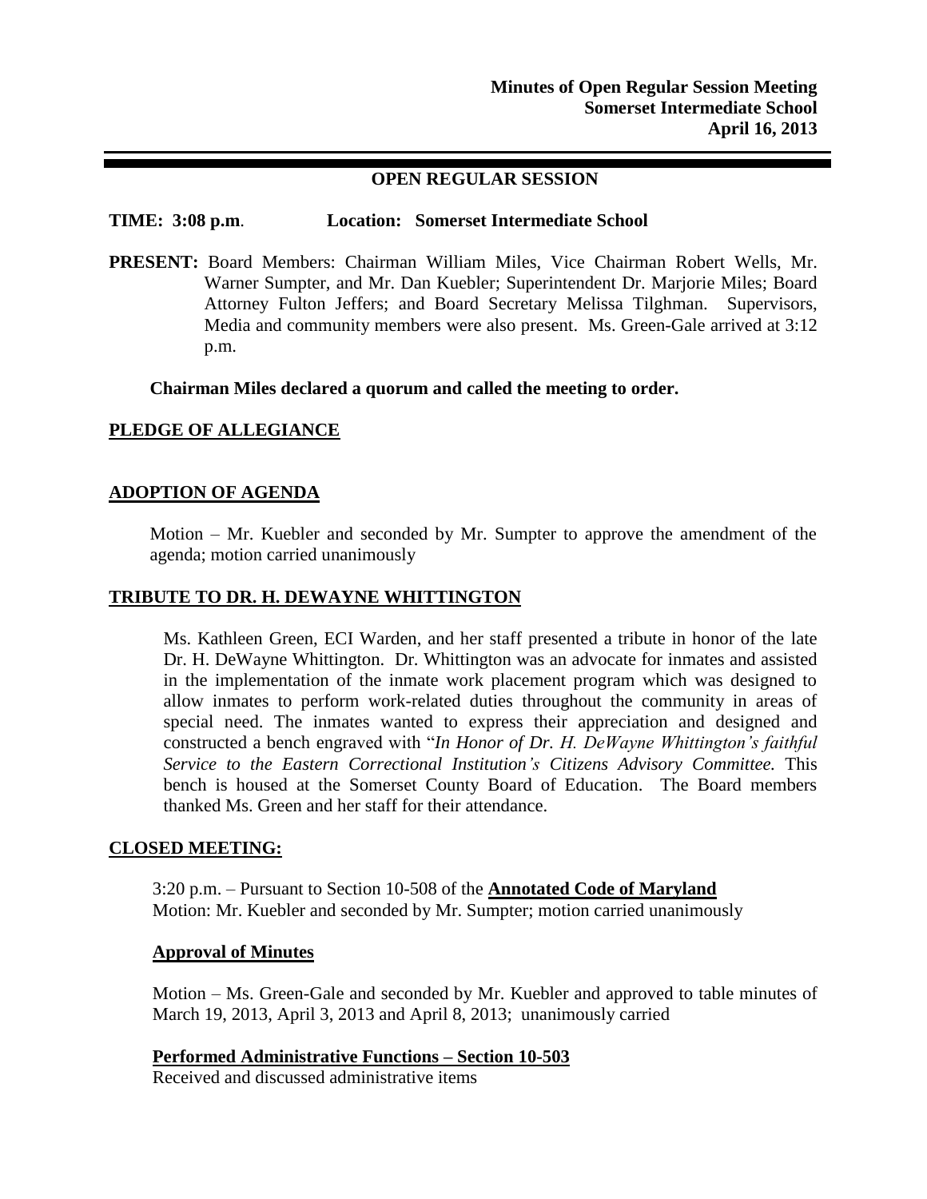**Minutes of Open Regular Session Meeting**
**Somerset Intermediate School**
**April 16, 2013**

---

## OPEN REGULAR SESSION

**TIME: 3:08 p.m**. **Location: Somerset Intermediate School**

**PRESENT:** Board Members: Chairman William Miles, Vice Chairman Robert Wells, Mr. Warner Sumpter, and Mr. Dan Kuebler; Superintendent Dr. Marjorie Miles; Board Attorney Fulton Jeffers; and Board Secretary Melissa Tilghman. Supervisors, Media and community members were also present. Ms. Green-Gale arrived at 3:12 p.m.

**Chairman Miles declared a quorum and called the meeting to order.**

**PLEDGE OF ALLEGIANCE**

**ADOPTION OF AGENDA**

Motion – Mr. Kuebler and seconded by Mr. Sumpter to approve the amendment of the agenda; motion carried unanimously

**TRIBUTE TO DR. H. DEWAYNE WHITTINGTON**

Ms. Kathleen Green, ECI Warden, and her staff presented a tribute in honor of the late Dr. H. DeWayne Whittington. Dr. Whittington was an advocate for inmates and assisted in the implementation of the inmate work placement program which was designed to allow inmates to perform work-related duties throughout the community in areas of special need. The inmates wanted to express their appreciation and designed and constructed a bench engraved with "*In Honor of Dr. H. DeWayne Whittington's faithful Service to the Eastern Correctional Institution's Citizens Advisory Committee.* This bench is housed at the Somerset County Board of Education. The Board members thanked Ms. Green and her staff for their attendance.

**CLOSED MEETING:**

3:20 p.m. – Pursuant to Section 10-508 of the **Annotated Code of Maryland**
Motion: Mr. Kuebler and seconded by Mr. Sumpter; motion carried unanimously

**Approval of Minutes**

Motion – Ms. Green-Gale and seconded by Mr. Kuebler and approved to table minutes of March 19, 2013, April 3, 2013 and April 8, 2013; unanimously carried

**Performed Administrative Functions – Section 10-503**
Received and discussed administrative items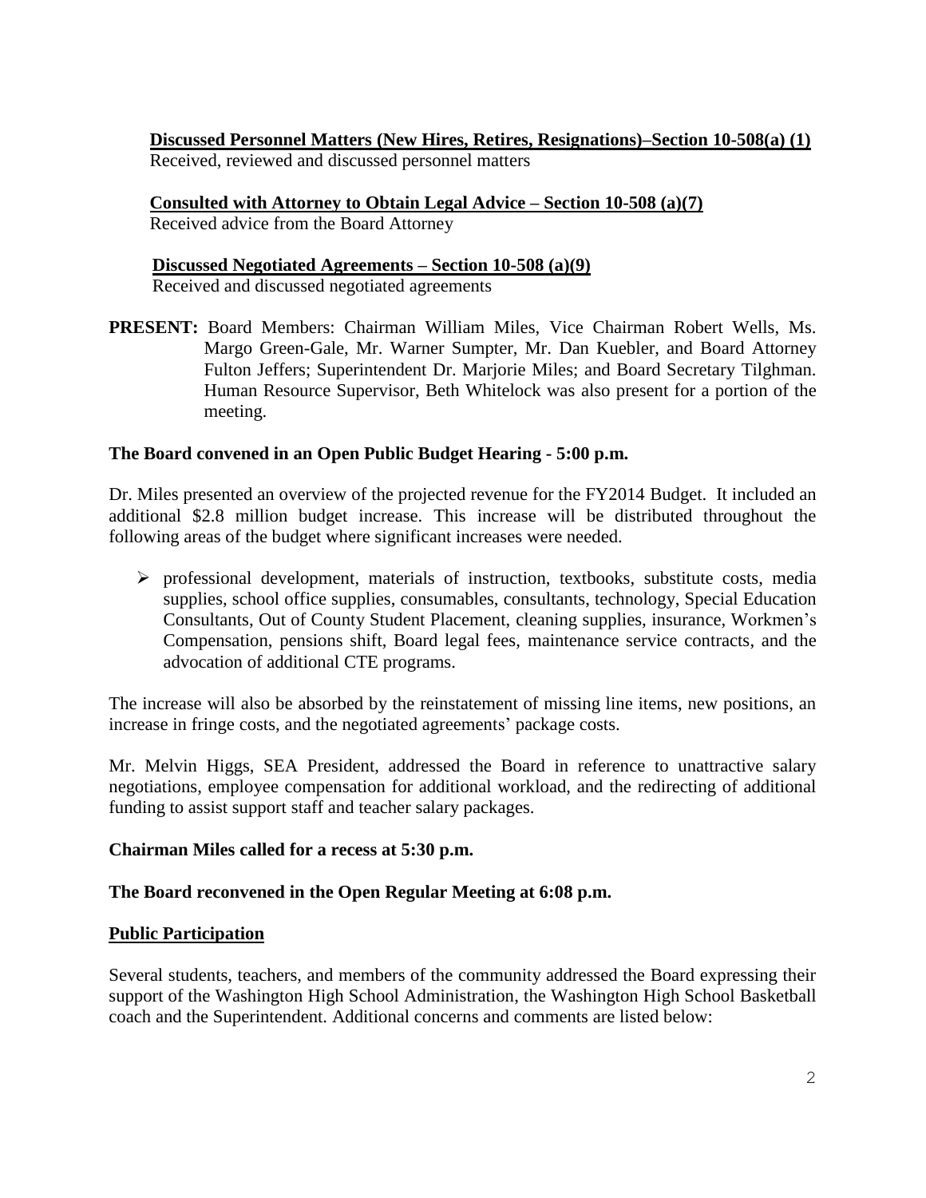**Discussed Personnel Matters (New Hires, Retires, Resignations)–Section 10-508(a) (1)**
Received, reviewed and discussed personnel matters

**Consulted with Attorney to Obtain Legal Advice – Section 10-508 (a)(7)**
Received advice from the Board Attorney

**Discussed Negotiated Agreements – Section 10-508 (a)(9)**
Received and discussed negotiated agreements

**PRESENT:** Board Members: Chairman William Miles, Vice Chairman Robert Wells, Ms. Margo Green-Gale, Mr. Warner Sumpter, Mr. Dan Kuebler, and Board Attorney Fulton Jeffers; Superintendent Dr. Marjorie Miles; and Board Secretary Tilghman. Human Resource Supervisor, Beth Whitelock was also present for a portion of the meeting.

**The Board convened in an Open Public Budget Hearing - 5:00 p.m.**

Dr. Miles presented an overview of the projected revenue for the FY2014 Budget. It included an additional $2.8 million budget increase. This increase will be distributed throughout the following areas of the budget where significant increases were needed.

- professional development, materials of instruction, textbooks, substitute costs, media supplies, school office supplies, consumables, consultants, technology, Special Education Consultants, Out of County Student Placement, cleaning supplies, insurance, Workmen's Compensation, pensions shift, Board legal fees, maintenance service contracts, and the advocation of additional CTE programs.

The increase will also be absorbed by the reinstatement of missing line items, new positions, an increase in fringe costs, and the negotiated agreements' package costs.

Mr. Melvin Higgs, SEA President, addressed the Board in reference to unattractive salary negotiations, employee compensation for additional workload, and the redirecting of additional funding to assist support staff and teacher salary packages.

**Chairman Miles called for a recess at 5:30 p.m.**

**The Board reconvened in the Open Regular Meeting at 6:08 p.m.**

**Public Participation**

Several students, teachers, and members of the community addressed the Board expressing their support of the Washington High School Administration, the Washington High School Basketball coach and the Superintendent. Additional concerns and comments are listed below: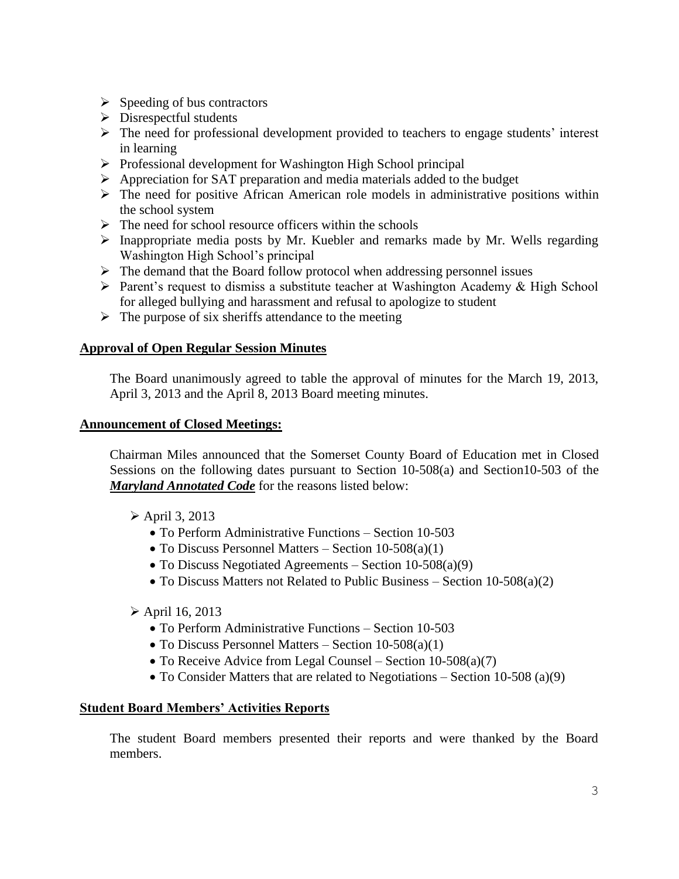- Speeding of bus contractors
- Disrespectful students
- The need for professional development provided to teachers to engage students' interest in learning
- Professional development for Washington High School principal
- Appreciation for SAT preparation and media materials added to the budget
- The need for positive African American role models in administrative positions within the school system
- The need for school resource officers within the schools
- Inappropriate media posts by Mr. Kuebler and remarks made by Mr. Wells regarding Washington High School's principal
- The demand that the Board follow protocol when addressing personnel issues
- Parent's request to dismiss a substitute teacher at Washington Academy & High School for alleged bullying and harassment and refusal to apologize to student
- The purpose of six sheriffs attendance to the meeting

**Approval of Open Regular Session Minutes**

The Board unanimously agreed to table the approval of minutes for the March 19, 2013, April 3, 2013 and the April 8, 2013 Board meeting minutes.

**Announcement of Closed Meetings:**

Chairman Miles announced that the Somerset County Board of Education met in Closed Sessions on the following dates pursuant to Section 10-508(a) and Section10-503 of the ***Maryland Annotated Code*** for the reasons listed below:

- April 3, 2013
  - To Perform Administrative Functions – Section 10-503
  - To Discuss Personnel Matters – Section 10-508(a)(1)
  - To Discuss Negotiated Agreements – Section 10-508(a)(9)
  - To Discuss Matters not Related to Public Business – Section 10-508(a)(2)

- April 16, 2013
  - To Perform Administrative Functions – Section 10-503
  - To Discuss Personnel Matters – Section 10-508(a)(1)
  - To Receive Advice from Legal Counsel – Section 10-508(a)(7)
  - To Consider Matters that are related to Negotiations – Section 10-508 (a)(9)

**Student Board Members' Activities Reports**

The student Board members presented their reports and were thanked by the Board members.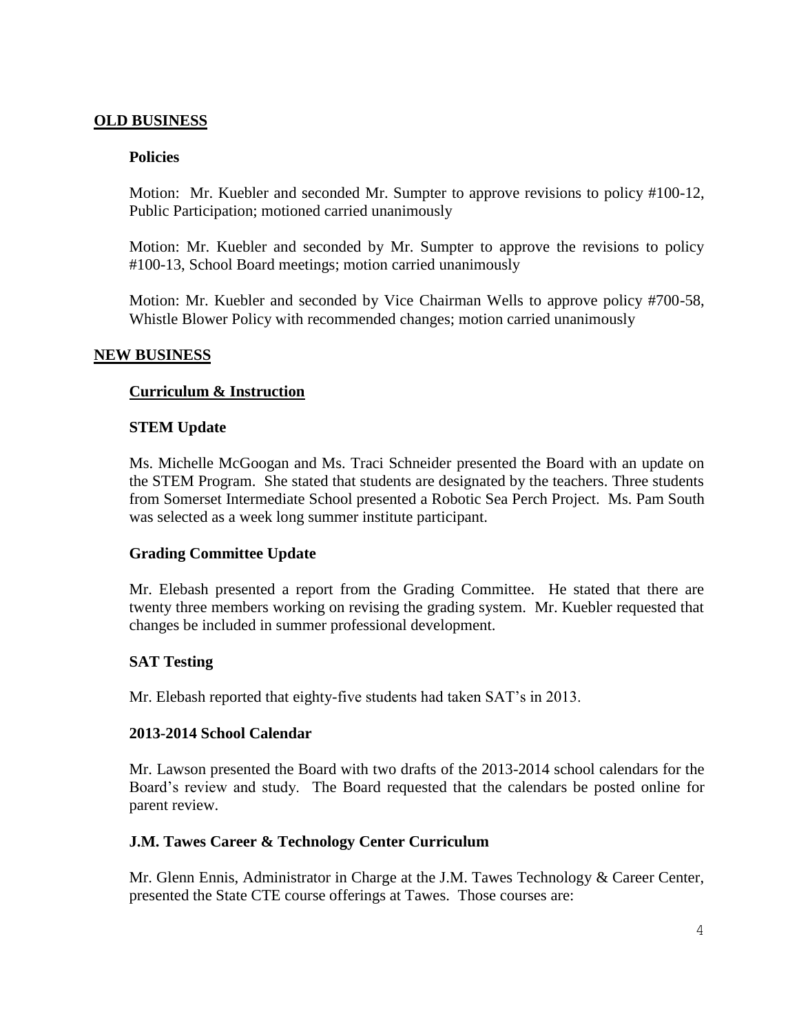## OLD BUSINESS

### Policies

Motion: Mr. Kuebler and seconded Mr. Sumpter to approve revisions to policy #100-12, Public Participation; motioned carried unanimously

Motion: Mr. Kuebler and seconded by Mr. Sumpter to approve the revisions to policy #100-13, School Board meetings; motion carried unanimously

Motion: Mr. Kuebler and seconded by Vice Chairman Wells to approve policy #700-58, Whistle Blower Policy with recommended changes; motion carried unanimously

## NEW BUSINESS

### Curriculum & Instruction

### STEM Update

Ms. Michelle McGoogan and Ms. Traci Schneider presented the Board with an update on the STEM Program. She stated that students are designated by the teachers. Three students from Somerset Intermediate School presented a Robotic Sea Perch Project. Ms. Pam South was selected as a week long summer institute participant.

### Grading Committee Update

Mr. Elebash presented a report from the Grading Committee. He stated that there are twenty three members working on revising the grading system. Mr. Kuebler requested that changes be included in summer professional development.

### SAT Testing

Mr. Elebash reported that eighty-five students had taken SAT's in 2013.

### 2013-2014 School Calendar

Mr. Lawson presented the Board with two drafts of the 2013-2014 school calendars for the Board's review and study. The Board requested that the calendars be posted online for parent review.

### J.M. Tawes Career & Technology Center Curriculum

Mr. Glenn Ennis, Administrator in Charge at the J.M. Tawes Technology & Career Center, presented the State CTE course offerings at Tawes. Those courses are: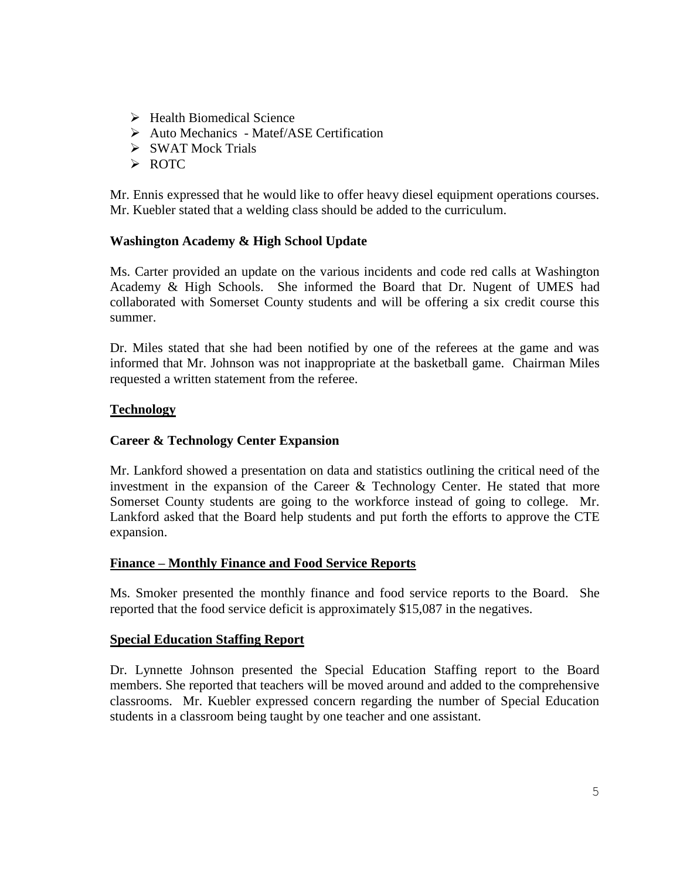- Health Biomedical Science
- Auto Mechanics - Matef/ASE Certification
- SWAT Mock Trials
- ROTC

Mr. Ennis expressed that he would like to offer heavy diesel equipment operations courses. Mr. Kuebler stated that a welding class should be added to the curriculum.

**Washington Academy & High School Update**

Ms. Carter provided an update on the various incidents and code red calls at Washington Academy & High Schools. She informed the Board that Dr. Nugent of UMES had collaborated with Somerset County students and will be offering a six credit course this summer.

Dr. Miles stated that she had been notified by one of the referees at the game and was informed that Mr. Johnson was not inappropriate at the basketball game. Chairman Miles requested a written statement from the referee.

**Technology**

**Career & Technology Center Expansion**

Mr. Lankford showed a presentation on data and statistics outlining the critical need of the investment in the expansion of the Career & Technology Center. He stated that more Somerset County students are going to the workforce instead of going to college. Mr. Lankford asked that the Board help students and put forth the efforts to approve the CTE expansion.

**Finance – Monthly Finance and Food Service Reports**

Ms. Smoker presented the monthly finance and food service reports to the Board. She reported that the food service deficit is approximately $15,087 in the negatives.

**Special Education Staffing Report**

Dr. Lynnette Johnson presented the Special Education Staffing report to the Board members. She reported that teachers will be moved around and added to the comprehensive classrooms. Mr. Kuebler expressed concern regarding the number of Special Education students in a classroom being taught by one teacher and one assistant.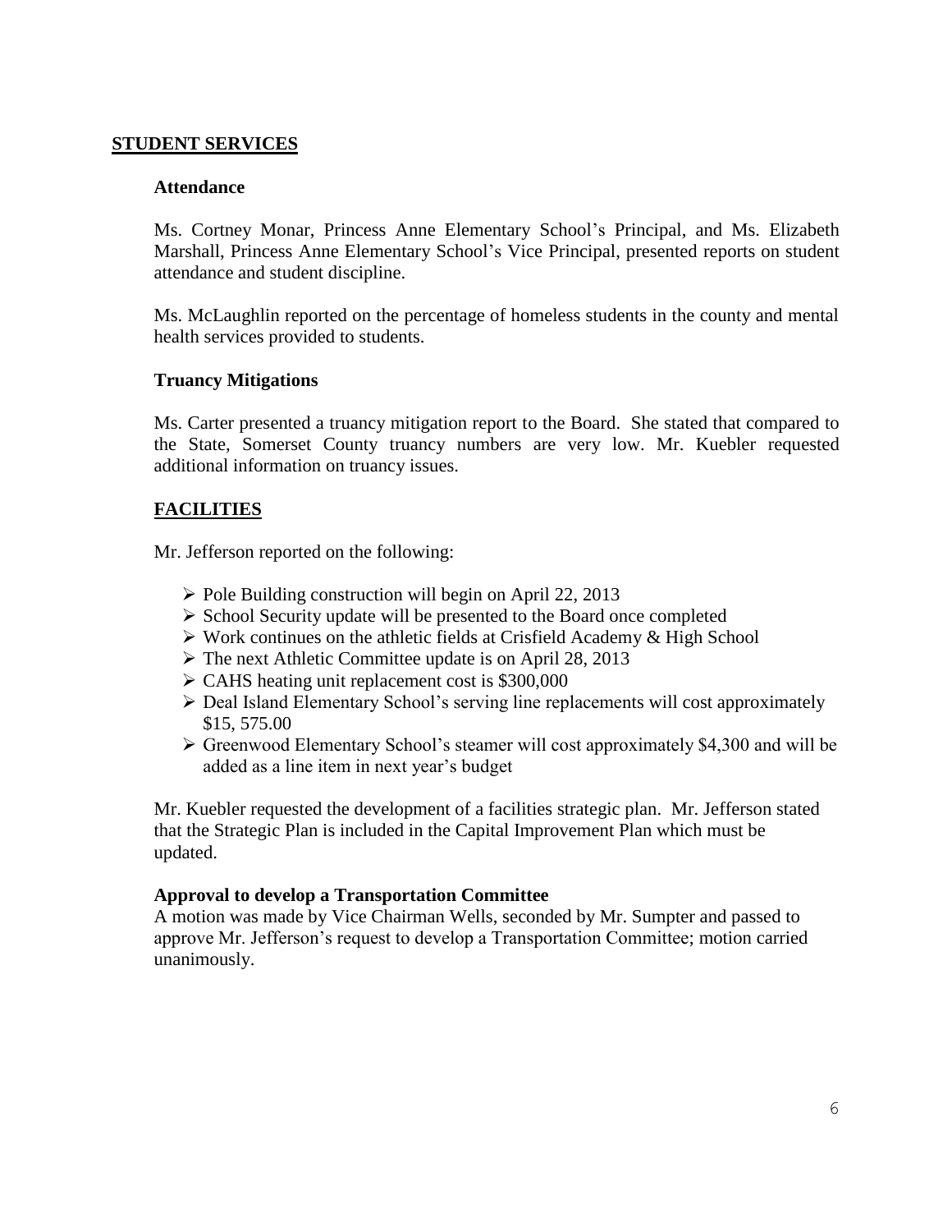## STUDENT SERVICES

### Attendance

Ms. Cortney Monar, Princess Anne Elementary School's Principal, and Ms. Elizabeth Marshall, Princess Anne Elementary School's Vice Principal, presented reports on student attendance and student discipline.

Ms. McLaughlin reported on the percentage of homeless students in the county and mental health services provided to students.

### Truancy Mitigations

Ms. Carter presented a truancy mitigation report to the Board. She stated that compared to the State, Somerset County truancy numbers are very low. Mr. Kuebler requested additional information on truancy issues.

## FACILITIES

Mr. Jefferson reported on the following:

- Pole Building construction will begin on April 22, 2013
- School Security update will be presented to the Board once completed
- Work continues on the athletic fields at Crisfield Academy & High School
- The next Athletic Committee update is on April 28, 2013
- CAHS heating unit replacement cost is $300,000
- Deal Island Elementary School's serving line replacements will cost approximately $15, 575.00
- Greenwood Elementary School's steamer will cost approximately $4,300 and will be added as a line item in next year's budget

Mr. Kuebler requested the development of a facilities strategic plan. Mr. Jefferson stated that the Strategic Plan is included in the Capital Improvement Plan which must be updated.

### Approval to develop a Transportation Committee

A motion was made by Vice Chairman Wells, seconded by Mr. Sumpter and passed to approve Mr. Jefferson's request to develop a Transportation Committee; motion carried unanimously.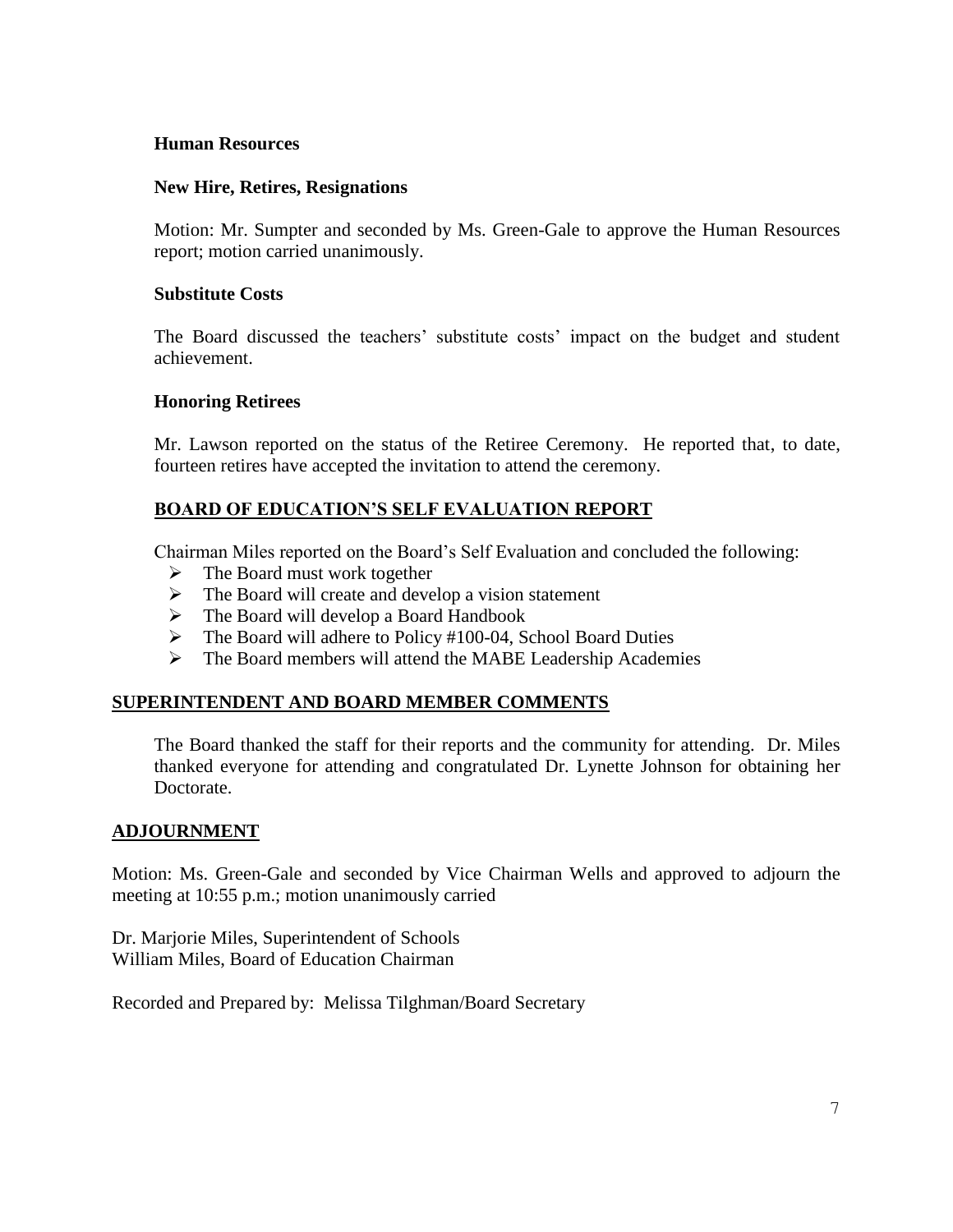**Human Resources**

**New Hire, Retires, Resignations**

Motion: Mr. Sumpter and seconded by Ms. Green-Gale to approve the Human Resources report; motion carried unanimously.

**Substitute Costs**

The Board discussed the teachers' substitute costs' impact on the budget and student achievement.

**Honoring Retirees**

Mr. Lawson reported on the status of the Retiree Ceremony. He reported that, to date, fourteen retires have accepted the invitation to attend the ceremony.

## BOARD OF EDUCATION'S SELF EVALUATION REPORT

Chairman Miles reported on the Board's Self Evaluation and concluded the following:

- The Board must work together
- The Board will create and develop a vision statement
- The Board will develop a Board Handbook
- The Board will adhere to Policy #100-04, School Board Duties
- The Board members will attend the MABE Leadership Academies

## SUPERINTENDENT AND BOARD MEMBER COMMENTS

The Board thanked the staff for their reports and the community for attending. Dr. Miles thanked everyone for attending and congratulated Dr. Lynette Johnson for obtaining her Doctorate.

## ADJOURNMENT

Motion: Ms. Green-Gale and seconded by Vice Chairman Wells and approved to adjourn the meeting at 10:55 p.m.; motion unanimously carried

Dr. Marjorie Miles, Superintendent of Schools
William Miles, Board of Education Chairman

Recorded and Prepared by: Melissa Tilghman/Board Secretary